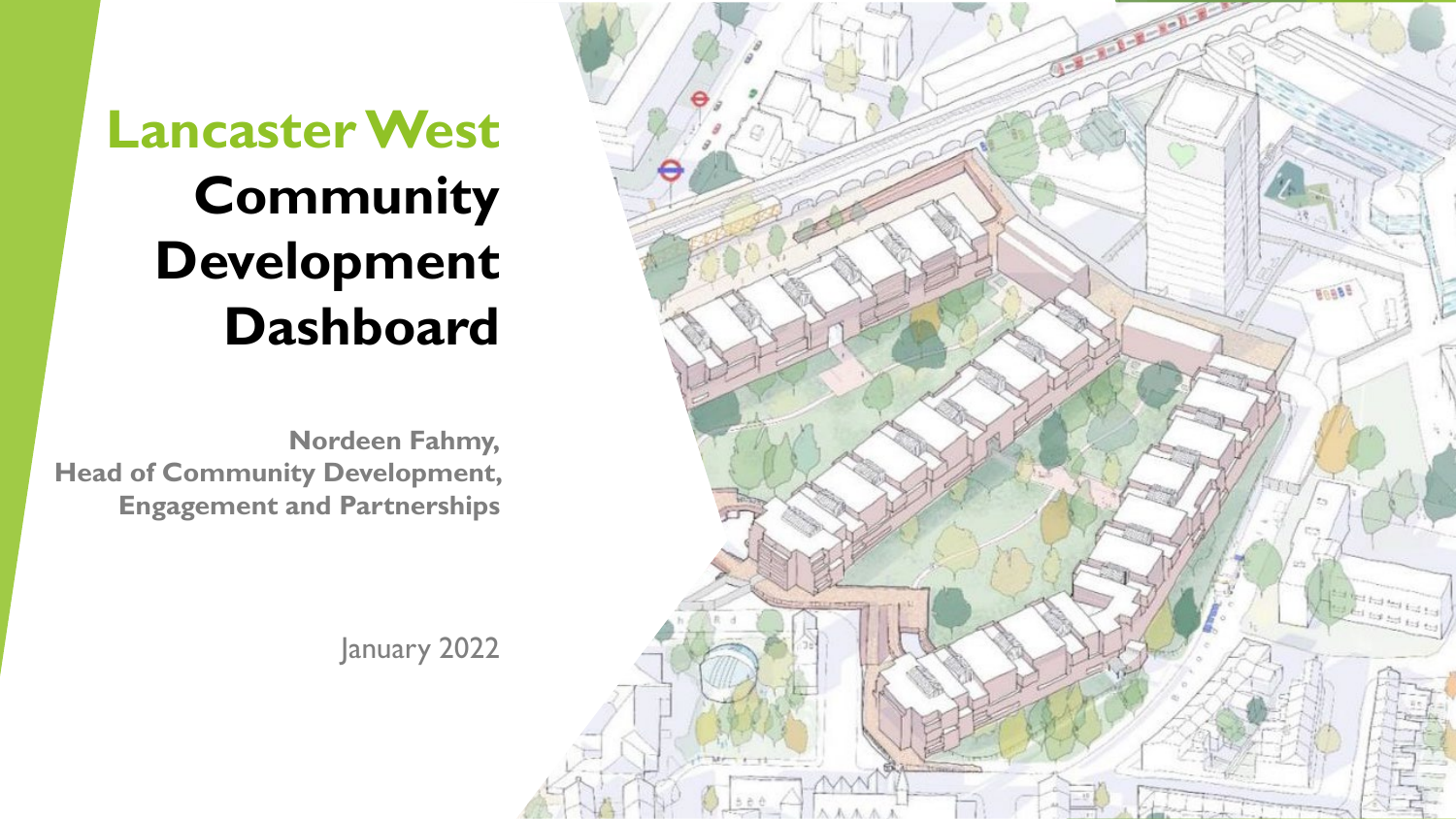# Lancaster West Community Development Dashboard

**Nordeen Fahmy, Head of Community Development, Engagement and Partnerships**

January 2022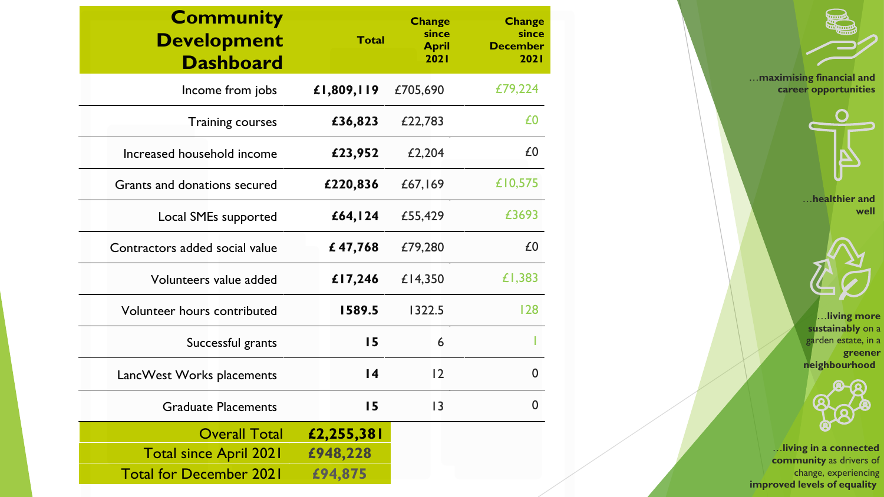| Community Development Dashboard | Total | Change since April 2021 | Change since December 2021 |
|---|---|---|---|
| Income from jobs | **£1,809,119** | £705,690 | £79,224 |
| Training courses | **£36,823** | £22,783 | £0 |
| Increased household income | **£23,952** | £2,204 | £0 |
| Grants and donations secured | **£220,836** | £67,169 | £10,575 |
| Local SMEs supported | **£64,124** | £55,429 | £3693 |
| Contractors added social value | **£ 47,768** | £79,280 | £0 |
| Volunteers value added | **£17,246** | £14,350 | £1,383 |
| Volunteer hours contributed | **1589.5** | 1322.5 | 128 |
| Successful grants | **15** | 6 | 1 |
| LancWest Works placements | **14** | 12 | 0 |
| Graduate Placements | **15** | 13 | 0 |
| Overall Total | **£2,255,381** | | |
| Total since April 2021 | **£948,228** | | |
| Total for December 2021 | **£94,875** | | |

…**maximising financial and career opportunities**

…**healthier and well**

…**living more sustainably** on a garden estate, in a **greener neighbourhood**

…**living in a connected community** as drivers of change, experiencing **improved levels of equality**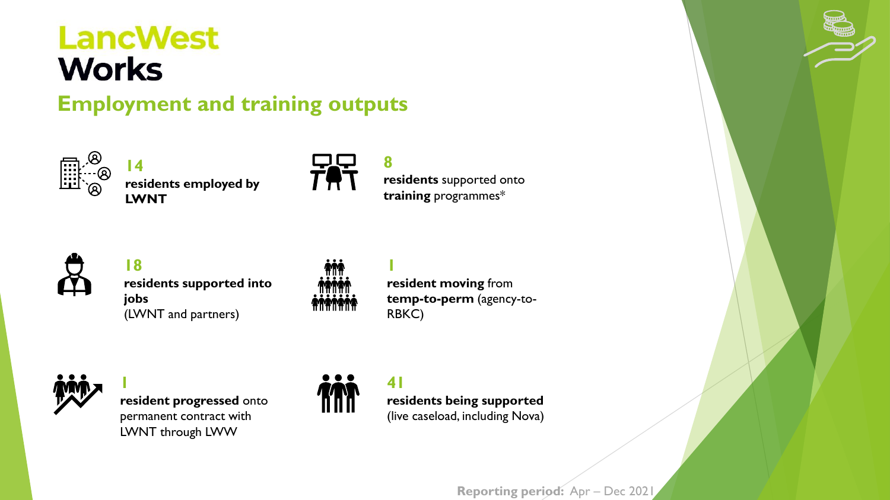# LancWest Works

## Employment and training outputs

**14**
**residents employed by LWNT**

**8**
**residents** supported onto **training** programmes*

**18**
**residents supported into jobs**
(LWNT and partners)

**1**
**resident moving** from **temp-to-perm** (agency-to-RBKC)

**1**
**resident progressed** onto permanent contract with LWNT through LWW

**41**
**residents being supported**
(live caseload, including Nova)

**Reporting period:** Apr – Dec 2021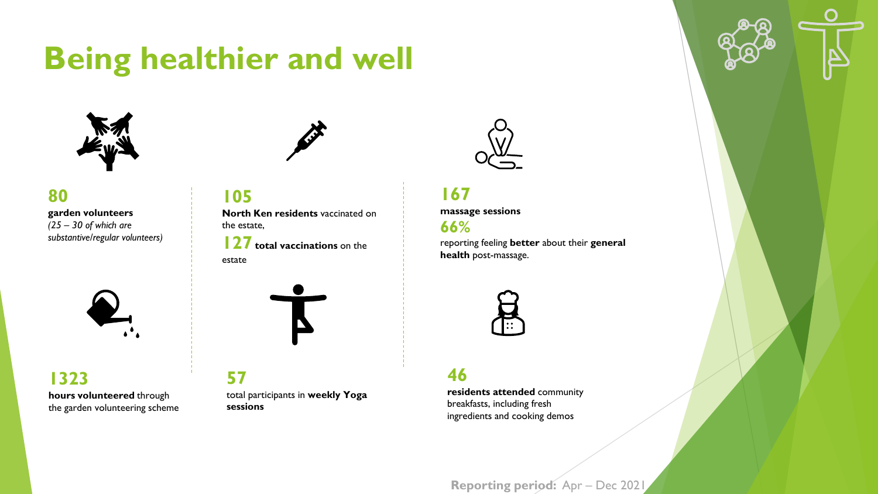# Being healthier and well

**80**
**garden volunteers**
*(25 – 30 of which are substantive/regular volunteers)*

**1323**
**hours volunteered** through the garden volunteering scheme

**105**
**North Ken residents** vaccinated on the estate,

**127** **total vaccinations** on the estate

**57**
total participants in **weekly Yoga sessions**

**167**
**massage sessions**

**66%**
reporting feeling **better** about their **general health** post-massage.

**46**
**residents attended** community breakfasts, including fresh ingredients and cooking demos

**Reporting period:** Apr – Dec 2021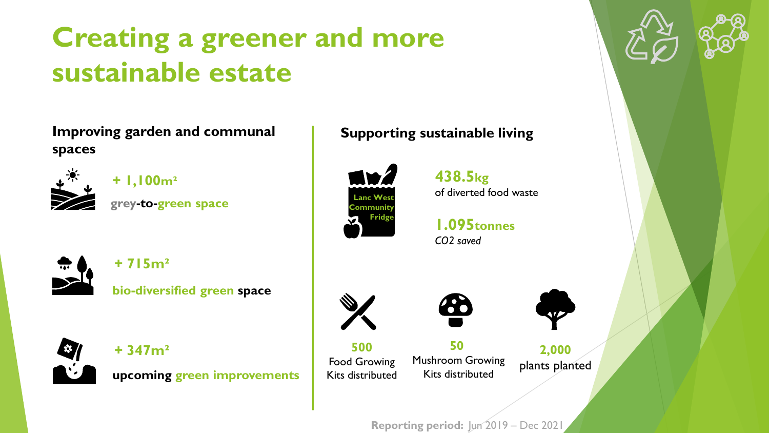# Creating a greener and more sustainable estate

## Improving garden and communal spaces

**+ 1,100m²**

**grey-to-green space**

**+ 715m²**

**bio-diversified green space**

**+ 347m²**

**upcoming green improvements**

## Supporting sustainable living

Lanc West Community Fridge

**438.5kg**
of diverted food waste

**1.095tonnes**
*$CO_2$ saved*

**500**
Food Growing Kits distributed

**50**
Mushroom Growing Kits distributed

**2,000**
plants planted

**Reporting period:** Jun 2019 – Dec 2021